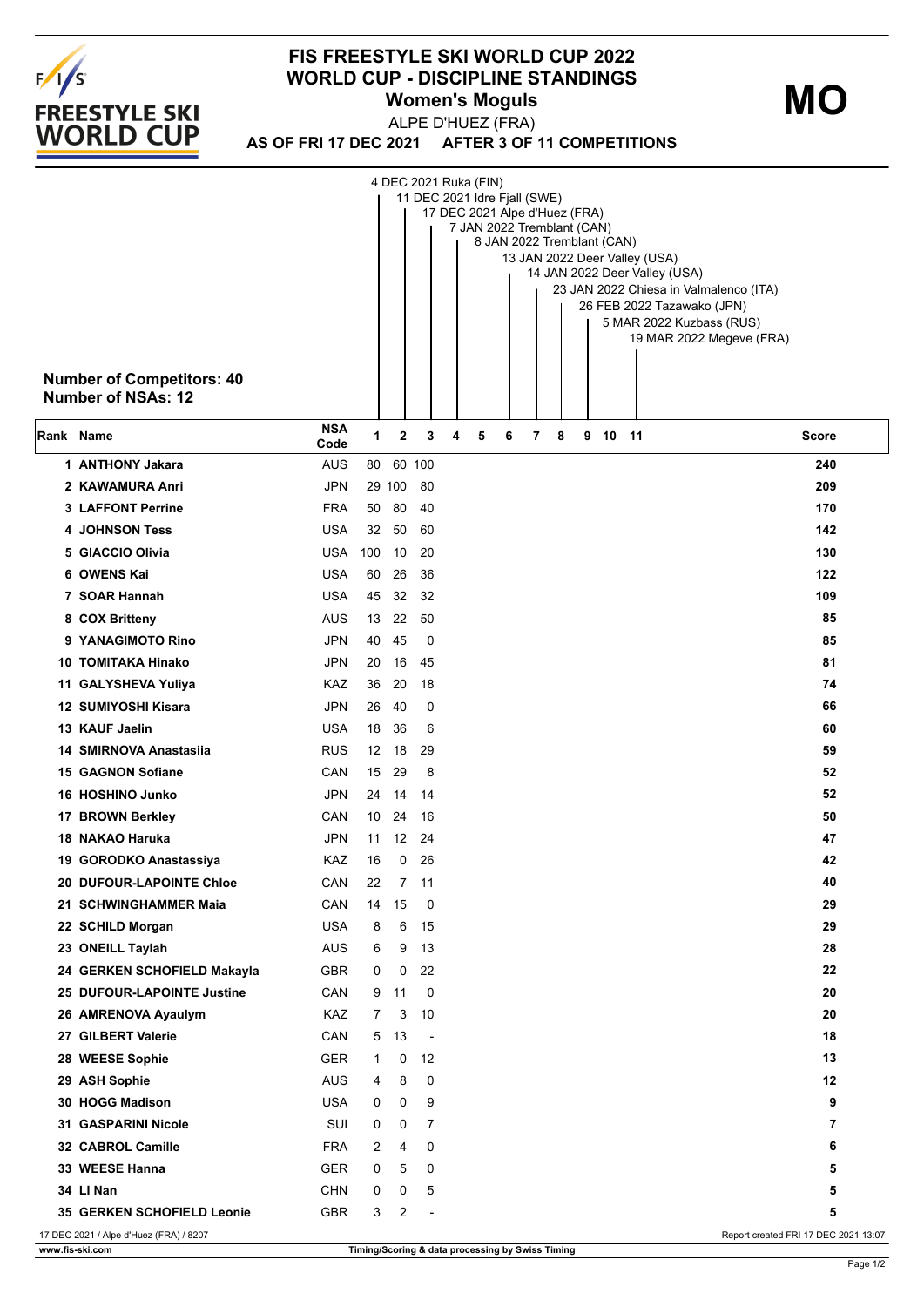# FIS FREESTYLE SKI WORLD CUP 2022
## WORLD CUP - DISCIPLINE STANDINGS
### Women's Moguls

**MO**

ALPE D'HUEZ (FRA)

**AS OF FRI 17 DEC 2021 AFTER 3 OF 11 COMPETITIONS**

1. 4 DEC 2021 Ruka (FIN)
2. 11 DEC 2021 Idre Fjall (SWE)
3. 17 DEC 2021 Alpe d'Huez (FRA)
4. 7 JAN 2022 Tremblant (CAN)
5. 8 JAN 2022 Tremblant (CAN)
6. 13 JAN 2022 Deer Valley (USA)
7. 14 JAN 2022 Deer Valley (USA)
8. 23 JAN 2022 Chiesa in Valmalenco (ITA)
9. 26 FEB 2022 Tazawako (JPN)
10. 5 MAR 2022 Kuzbass (RUS)
11. 19 MAR 2022 Megeve (FRA)

**Number of Competitors: 40**
**Number of NSAs: 12**

| Rank | Name | NSA Code | 1 | 2 | 3 | 4 | 5 | 6 | 7 | 8 | 9 | 10 | 11 | Score |
|---|---|---|---|---|---|---|---|---|---|---|---|---|---|---|
| 1 | ANTHONY Jakara | AUS | 80 | 60 | 100 | | | | | | | | | 240 |
| 2 | KAWAMURA Anri | JPN | 29 | 100 | 80 | | | | | | | | | 209 |
| 3 | LAFFONT Perrine | FRA | 50 | 80 | 40 | | | | | | | | | 170 |
| 4 | JOHNSON Tess | USA | 32 | 50 | 60 | | | | | | | | | 142 |
| 5 | GIACCIO Olivia | USA | 100 | 10 | 20 | | | | | | | | | 130 |
| 6 | OWENS Kai | USA | 60 | 26 | 36 | | | | | | | | | 122 |
| 7 | SOAR Hannah | USA | 45 | 32 | 32 | | | | | | | | | 109 |
| 8 | COX Britteny | AUS | 13 | 22 | 50 | | | | | | | | | 85 |
| 9 | YANAGIMOTO Rino | JPN | 40 | 45 | 0 | | | | | | | | | 85 |
| 10 | TOMITAKA Hinako | JPN | 20 | 16 | 45 | | | | | | | | | 81 |
| 11 | GALYSHEVA Yuliya | KAZ | 36 | 20 | 18 | | | | | | | | | 74 |
| 12 | SUMIYOSHI Kisara | JPN | 26 | 40 | 0 | | | | | | | | | 66 |
| 13 | KAUF Jaelin | USA | 18 | 36 | 6 | | | | | | | | | 60 |
| 14 | SMIRNOVA Anastasiia | RUS | 12 | 18 | 29 | | | | | | | | | 59 |
| 15 | GAGNON Sofiane | CAN | 15 | 29 | 8 | | | | | | | | | 52 |
| 16 | HOSHINO Junko | JPN | 24 | 14 | 14 | | | | | | | | | 52 |
| 17 | BROWN Berkley | CAN | 10 | 24 | 16 | | | | | | | | | 50 |
| 18 | NAKAO Haruka | JPN | 11 | 12 | 24 | | | | | | | | | 47 |
| 19 | GORODKO Anastassiya | KAZ | 16 | 0 | 26 | | | | | | | | | 42 |
| 20 | DUFOUR-LAPOINTE Chloe | CAN | 22 | 7 | 11 | | | | | | | | | 40 |
| 21 | SCHWINGHAMMER Maia | CAN | 14 | 15 | 0 | | | | | | | | | 29 |
| 22 | SCHILD Morgan | USA | 8 | 6 | 15 | | | | | | | | | 29 |
| 23 | ONEILL Taylah | AUS | 6 | 9 | 13 | | | | | | | | | 28 |
| 24 | GERKEN SCHOFIELD Makayla | GBR | 0 | 0 | 22 | | | | | | | | | 22 |
| 25 | DUFOUR-LAPOINTE Justine | CAN | 9 | 11 | 0 | | | | | | | | | 20 |
| 26 | AMRENOVA Ayaulym | KAZ | 7 | 3 | 10 | | | | | | | | | 20 |
| 27 | GILBERT Valerie | CAN | 5 | 13 | - | | | | | | | | | 18 |
| 28 | WEESE Sophie | GER | 1 | 0 | 12 | | | | | | | | | 13 |
| 29 | ASH Sophie | AUS | 4 | 8 | 0 | | | | | | | | | 12 |
| 30 | HOGG Madison | USA | 0 | 0 | 9 | | | | | | | | | 9 |
| 31 | GASPARINI Nicole | SUI | 0 | 0 | 7 | | | | | | | | | 7 |
| 32 | CABROL Camille | FRA | 2 | 4 | 0 | | | | | | | | | 6 |
| 33 | WEESE Hanna | GER | 0 | 5 | 0 | | | | | | | | | 5 |
| 34 | LI Nan | CHN | 0 | 0 | 5 | | | | | | | | | 5 |
| 35 | GERKEN SCHOFIELD Leonie | GBR | 3 | 2 | - | | | | | | | | | 5 |

17 DEC 2021 / Alpe d'Huez (FRA) / 8207

Report created FRI 17 DEC 2021 13:07

www.fis-ski.com

Timing/Scoring & data processing by Swiss Timing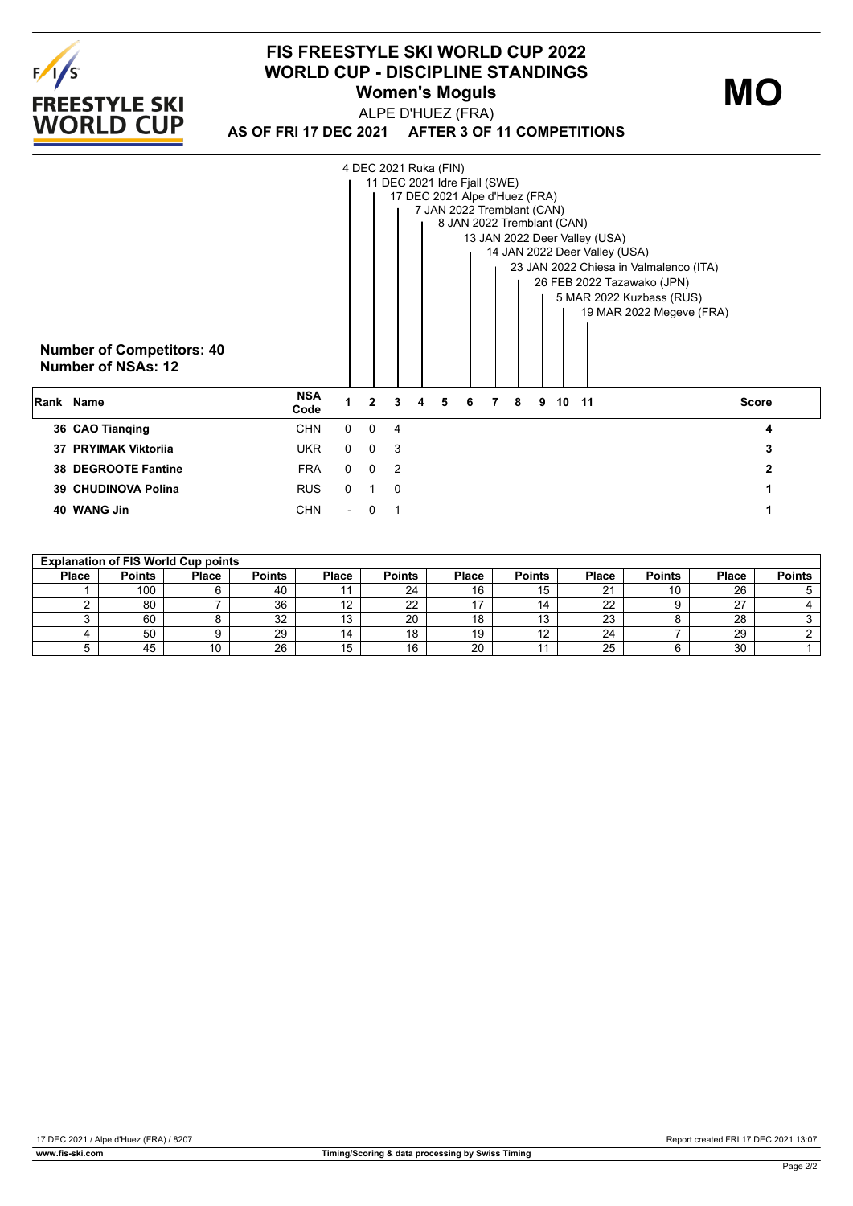# FIS FREESTYLE SKI WORLD CUP 2022
## WORLD CUP - DISCIPLINE STANDINGS
### Women's Moguls

**MO**

ALPE D'HUEZ (FRA)

**AS OF FRI 17 DEC 2021 AFTER 3 OF 11 COMPETITIONS**

1. 4 DEC 2021 Ruka (FIN)
2. 11 DEC 2021 Idre Fjall (SWE)
3. 17 DEC 2021 Alpe d'Huez (FRA)
4. 7 JAN 2022 Tremblant (CAN)
5. 8 JAN 2022 Tremblant (CAN)
6. 13 JAN 2022 Deer Valley (USA)
7. 14 JAN 2022 Deer Valley (USA)
8. 23 JAN 2022 Chiesa in Valmalenco (ITA)
9. 26 FEB 2022 Tazawako (JPN)
10. 5 MAR 2022 Kuzbass (RUS)
11. 19 MAR 2022 Megeve (FRA)

**Number of Competitors: 40**
**Number of NSAs: 12**

| Rank | Name | NSA Code | 1 | 2 | 3 | 4 | 5 | 6 | 7 | 8 | 9 | 10 | 11 | Score |
|---|---|---|---|---|---|---|---|---|---|---|---|---|---|---|
| 36 | CAO Tianqing | CHN | 0 | 0 | 4 | | | | | | | | | 4 |
| 37 | PRYIMAK Viktoriia | UKR | 0 | 0 | 3 | | | | | | | | | 3 |
| 38 | DEGROOTE Fantine | FRA | 0 | 0 | 2 | | | | | | | | | 2 |
| 39 | CHUDINOVA Polina | RUS | 0 | 1 | 0 | | | | | | | | | 1 |
| 40 | WANG Jin | CHN | - | 0 | 1 | | | | | | | | | 1 |

**Explanation of FIS World Cup points**

| Place | Points | Place | Points | Place | Points | Place | Points | Place | Points | Place | Points |
|---|---|---|---|---|---|---|---|---|---|---|---|
| 1 | 100 | 6 | 40 | 11 | 24 | 16 | 15 | 21 | 10 | 26 | 5 |
| 2 | 80 | 7 | 36 | 12 | 22 | 17 | 14 | 22 | 9 | 27 | 4 |
| 3 | 60 | 8 | 32 | 13 | 20 | 18 | 13 | 23 | 8 | 28 | 3 |
| 4 | 50 | 9 | 29 | 14 | 18 | 19 | 12 | 24 | 7 | 29 | 2 |
| 5 | 45 | 10 | 26 | 15 | 16 | 20 | 11 | 25 | 6 | 30 | 1 |

17 DEC 2021 / Alpe d'Huez (FRA) / 8207

Report created FRI 17 DEC 2021 13:07

www.fis-ski.com

Timing/Scoring & data processing by Swiss Timing